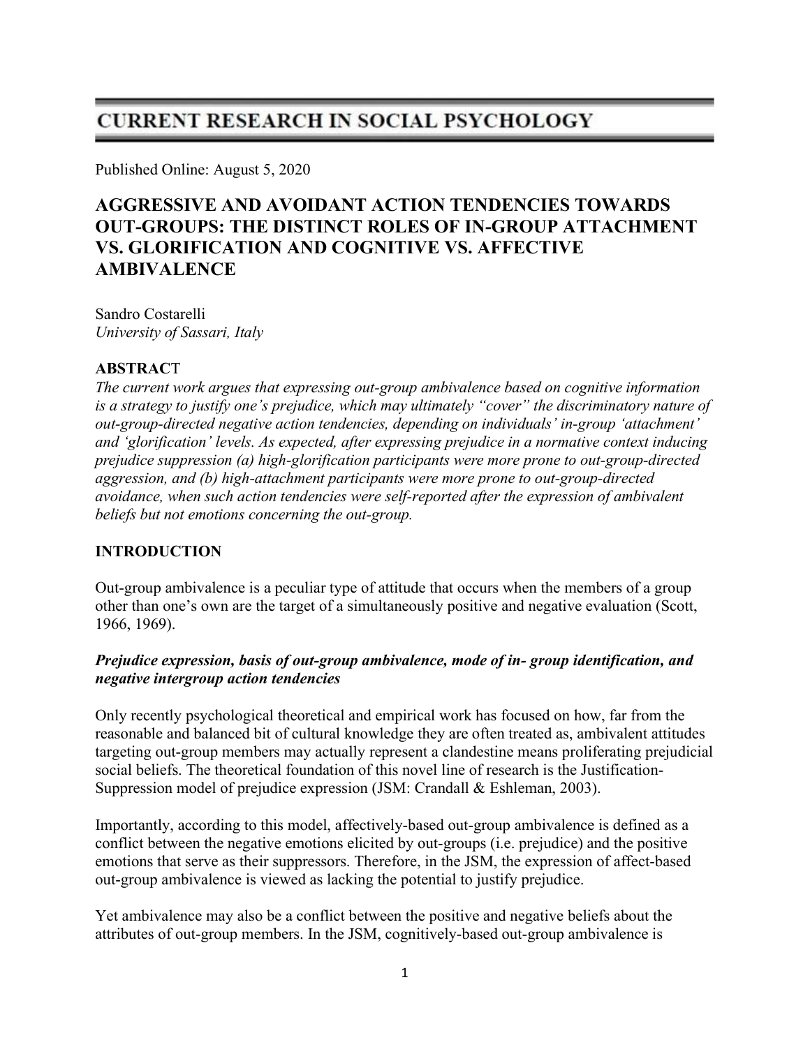# CURRENT RESEARCH IN SOCIAL PSYCHOLOGY

Published Online: August 5, 2020

## AGGRESSIVE AND AVOIDANT ACTION TENDENCIES TOWARDS OUT-GROUPS: THE DISTINCT ROLES OF IN-GROUP ATTACHMENT VS. GLORIFICATION AND COGNITIVE VS. AFFECTIVE AMBIVALENCE

Sandro Costarelli
*University of Sassari, Italy*

**ABSTRACT**

*The current work argues that expressing out-group ambivalence based on cognitive information is a strategy to justify one's prejudice, which may ultimately "cover" the discriminatory nature of out-group-directed negative action tendencies, depending on individuals' in-group 'attachment' and 'glorification' levels. As expected, after expressing prejudice in a normative context inducing prejudice suppression (a) high-glorification participants were more prone to out-group-directed aggression, and (b) high-attachment participants were more prone to out-group-directed avoidance, when such action tendencies were self-reported after the expression of ambivalent beliefs but not emotions concerning the out-group.*

**INTRODUCTION**

Out-group ambivalence is a peculiar type of attitude that occurs when the members of a group other than one's own are the target of a simultaneously positive and negative evaluation (Scott, 1966, 1969).

***Prejudice expression, basis of out-group ambivalence, mode of in- group identification, and negative intergroup action tendencies***

Only recently psychological theoretical and empirical work has focused on how, far from the reasonable and balanced bit of cultural knowledge they are often treated as, ambivalent attitudes targeting out-group members may actually represent a clandestine means proliferating prejudicial social beliefs. The theoretical foundation of this novel line of research is the Justification-Suppression model of prejudice expression (JSM: Crandall & Eshleman, 2003).

Importantly, according to this model, affectively-based out-group ambivalence is defined as a conflict between the negative emotions elicited by out-groups (i.e. prejudice) and the positive emotions that serve as their suppressors. Therefore, in the JSM, the expression of affect-based out-group ambivalence is viewed as lacking the potential to justify prejudice.

Yet ambivalence may also be a conflict between the positive and negative beliefs about the attributes of out-group members. In the JSM, cognitively-based out-group ambivalence is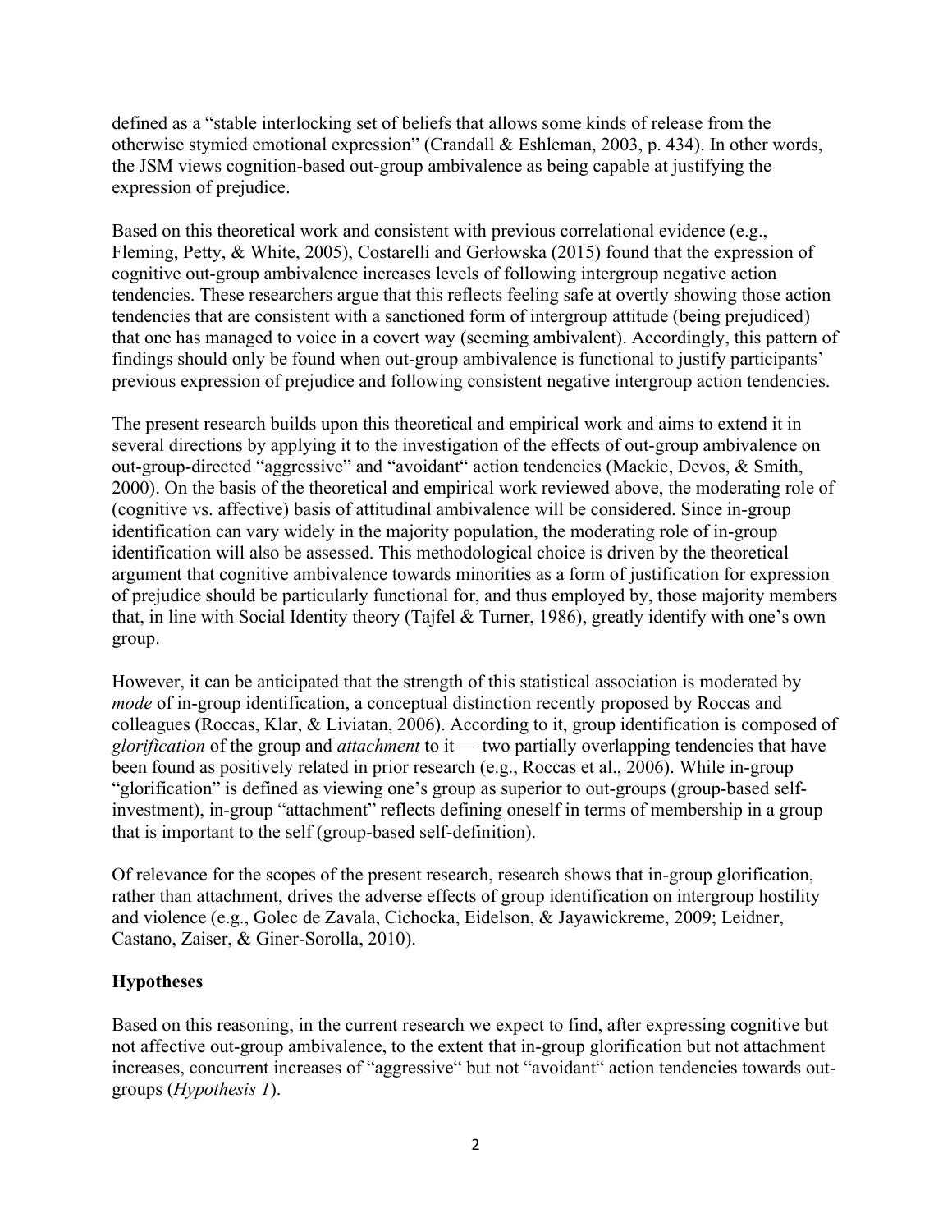defined as a "stable interlocking set of beliefs that allows some kinds of release from the otherwise stymied emotional expression" (Crandall & Eshleman, 2003, p. 434). In other words, the JSM views cognition-based out-group ambivalence as being capable at justifying the expression of prejudice.

Based on this theoretical work and consistent with previous correlational evidence (e.g., Fleming, Petty, & White, 2005), Costarelli and Gerłowska (2015) found that the expression of cognitive out-group ambivalence increases levels of following intergroup negative action tendencies. These researchers argue that this reflects feeling safe at overtly showing those action tendencies that are consistent with a sanctioned form of intergroup attitude (being prejudiced) that one has managed to voice in a covert way (seeming ambivalent). Accordingly, this pattern of findings should only be found when out-group ambivalence is functional to justify participants' previous expression of prejudice and following consistent negative intergroup action tendencies.

The present research builds upon this theoretical and empirical work and aims to extend it in several directions by applying it to the investigation of the effects of out-group ambivalence on out-group-directed "aggressive" and "avoidant" action tendencies (Mackie, Devos, & Smith, 2000). On the basis of the theoretical and empirical work reviewed above, the moderating role of (cognitive vs. affective) basis of attitudinal ambivalence will be considered. Since in-group identification can vary widely in the majority population, the moderating role of in-group identification will also be assessed. This methodological choice is driven by the theoretical argument that cognitive ambivalence towards minorities as a form of justification for expression of prejudice should be particularly functional for, and thus employed by, those majority members that, in line with Social Identity theory (Tajfel & Turner, 1986), greatly identify with one's own group.

However, it can be anticipated that the strength of this statistical association is moderated by *mode* of in-group identification, a conceptual distinction recently proposed by Roccas and colleagues (Roccas, Klar, & Liviatan, 2006). According to it, group identification is composed of *glorification* of the group and *attachment* to it — two partially overlapping tendencies that have been found as positively related in prior research (e.g., Roccas et al., 2006). While in-group "glorification" is defined as viewing one's group as superior to out-groups (group-based self-investment), in-group "attachment" reflects defining oneself in terms of membership in a group that is important to the self (group-based self-definition).

Of relevance for the scopes of the present research, research shows that in-group glorification, rather than attachment, drives the adverse effects of group identification on intergroup hostility and violence (e.g., Golec de Zavala, Cichocka, Eidelson, & Jayawickreme, 2009; Leidner, Castano, Zaiser, & Giner-Sorolla, 2010).

## Hypotheses

Based on this reasoning, in the current research we expect to find, after expressing cognitive but not affective out-group ambivalence, to the extent that in-group glorification but not attachment increases, concurrent increases of "aggressive" but not "avoidant" action tendencies towards out-groups (*Hypothesis 1*).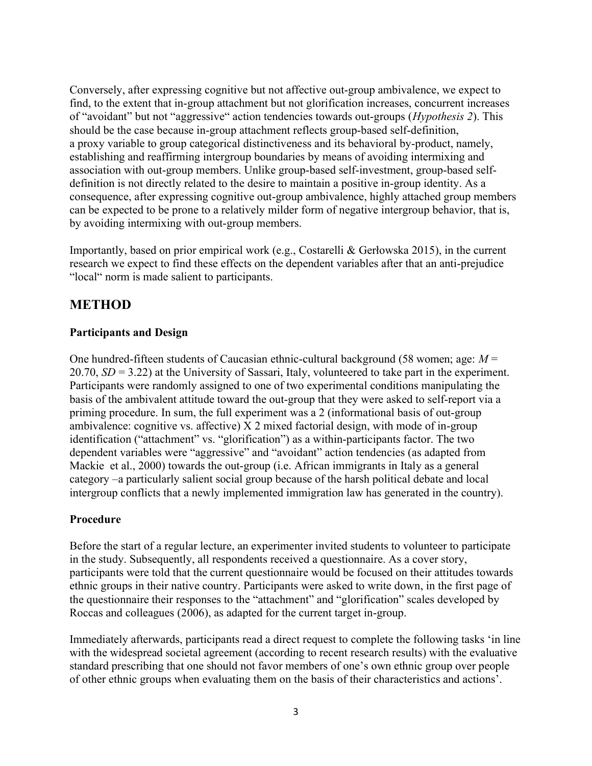Conversely, after expressing cognitive but not affective out-group ambivalence, we expect to find, to the extent that in-group attachment but not glorification increases, concurrent increases of "avoidant" but not "aggressive" action tendencies towards out-groups (*Hypothesis 2*). This should be the case because in-group attachment reflects group-based self-definition, a proxy variable to group categorical distinctiveness and its behavioral by-product, namely, establishing and reaffirming intergroup boundaries by means of avoiding intermixing and association with out-group members. Unlike group-based self-investment, group-based self-definition is not directly related to the desire to maintain a positive in-group identity. As a consequence, after expressing cognitive out-group ambivalence, highly attached group members can be expected to be prone to a relatively milder form of negative intergroup behavior, that is, by avoiding intermixing with out-group members.

Importantly, based on prior empirical work (e.g., Costarelli & Gerłowska 2015), in the current research we expect to find these effects on the dependent variables after that an anti-prejudice "local" norm is made salient to participants.

## METHOD

### Participants and Design

One hundred-fifteen students of Caucasian ethnic-cultural background (58 women; age: $M$ = 20.70, $SD$ = 3.22) at the University of Sassari, Italy, volunteered to take part in the experiment. Participants were randomly assigned to one of two experimental conditions manipulating the basis of the ambivalent attitude toward the out-group that they were asked to self-report via a priming procedure. In sum, the full experiment was a 2 (informational basis of out-group ambivalence: cognitive vs. affective) X 2 mixed factorial design, with mode of in-group identification ("attachment" vs. "glorification") as a within-participants factor. The two dependent variables were "aggressive" and "avoidant" action tendencies (as adapted from Mackie et al., 2000) towards the out-group (i.e. African immigrants in Italy as a general category –a particularly salient social group because of the harsh political debate and local intergroup conflicts that a newly implemented immigration law has generated in the country).

### Procedure

Before the start of a regular lecture, an experimenter invited students to volunteer to participate in the study. Subsequently, all respondents received a questionnaire. As a cover story, participants were told that the current questionnaire would be focused on their attitudes towards ethnic groups in their native country. Participants were asked to write down, in the first page of the questionnaire their responses to the "attachment" and "glorification" scales developed by Roccas and colleagues (2006), as adapted for the current target in-group.

Immediately afterwards, participants read a direct request to complete the following tasks 'in line with the widespread societal agreement (according to recent research results) with the evaluative standard prescribing that one should not favor members of one's own ethnic group over people of other ethnic groups when evaluating them on the basis of their characteristics and actions'.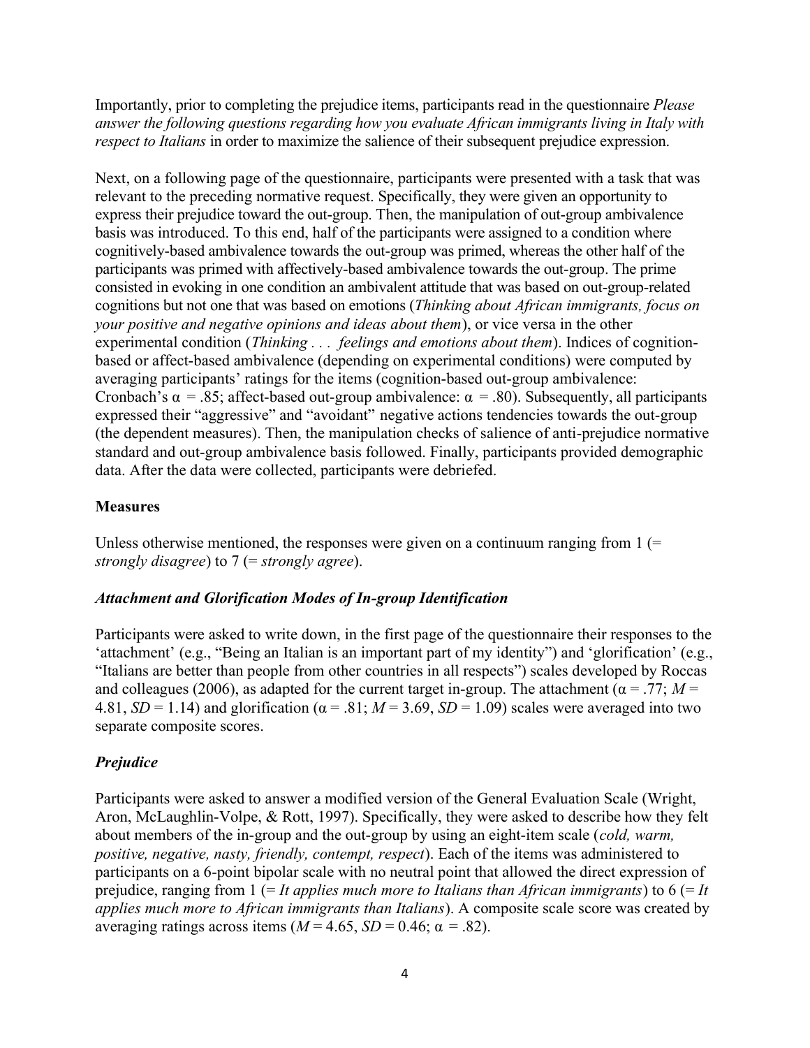Importantly, prior to completing the prejudice items, participants read in the questionnaire *Please answer the following questions regarding how you evaluate African immigrants living in Italy with respect to Italians* in order to maximize the salience of their subsequent prejudice expression.

Next, on a following page of the questionnaire, participants were presented with a task that was relevant to the preceding normative request. Specifically, they were given an opportunity to express their prejudice toward the out-group. Then, the manipulation of out-group ambivalence basis was introduced. To this end, half of the participants were assigned to a condition where cognitively-based ambivalence towards the out-group was primed, whereas the other half of the participants was primed with affectively-based ambivalence towards the out-group. The prime consisted in evoking in one condition an ambivalent attitude that was based on out-group-related cognitions but not one that was based on emotions (*Thinking about African immigrants, focus on your positive and negative opinions and ideas about them*), or vice versa in the other experimental condition (*Thinking . . . feelings and emotions about them*). Indices of cognition-based or affect-based ambivalence (depending on experimental conditions) were computed by averaging participants' ratings for the items (cognition-based out-group ambivalence: Cronbach's $\alpha = .85$; affect-based out-group ambivalence: $\alpha = .80$). Subsequently, all participants expressed their "aggressive" and "avoidant" negative actions tendencies towards the out-group (the dependent measures). Then, the manipulation checks of salience of anti-prejudice normative standard and out-group ambivalence basis followed. Finally, participants provided demographic data. After the data were collected, participants were debriefed.

## Measures

Unless otherwise mentioned, the responses were given on a continuum ranging from 1 (= *strongly disagree*) to 7 (= *strongly agree*).

### *Attachment and Glorification Modes of In-group Identification*

Participants were asked to write down, in the first page of the questionnaire their responses to the 'attachment' (e.g., "Being an Italian is an important part of my identity") and 'glorification' (e.g., "Italians are better than people from other countries in all respects") scales developed by Roccas and colleagues (2006), as adapted for the current target in-group. The attachment ($\alpha = .77$; $M = 4.81$, $SD = 1.14$) and glorification ($\alpha = .81$; $M = 3.69$, $SD = 1.09$) scales were averaged into two separate composite scores.

### *Prejudice*

Participants were asked to answer a modified version of the General Evaluation Scale (Wright, Aron, McLaughlin-Volpe, & Rott, 1997). Specifically, they were asked to describe how they felt about members of the in-group and the out-group by using an eight-item scale (*cold, warm, positive, negative, nasty, friendly, contempt, respect*). Each of the items was administered to participants on a 6-point bipolar scale with no neutral point that allowed the direct expression of prejudice, ranging from 1 (= *It applies much more to Italians than African immigrants*) to 6 (= *It applies much more to African immigrants than Italians*). A composite scale score was created by averaging ratings across items ($M = 4.65$, $SD = 0.46$; $\alpha = .82$).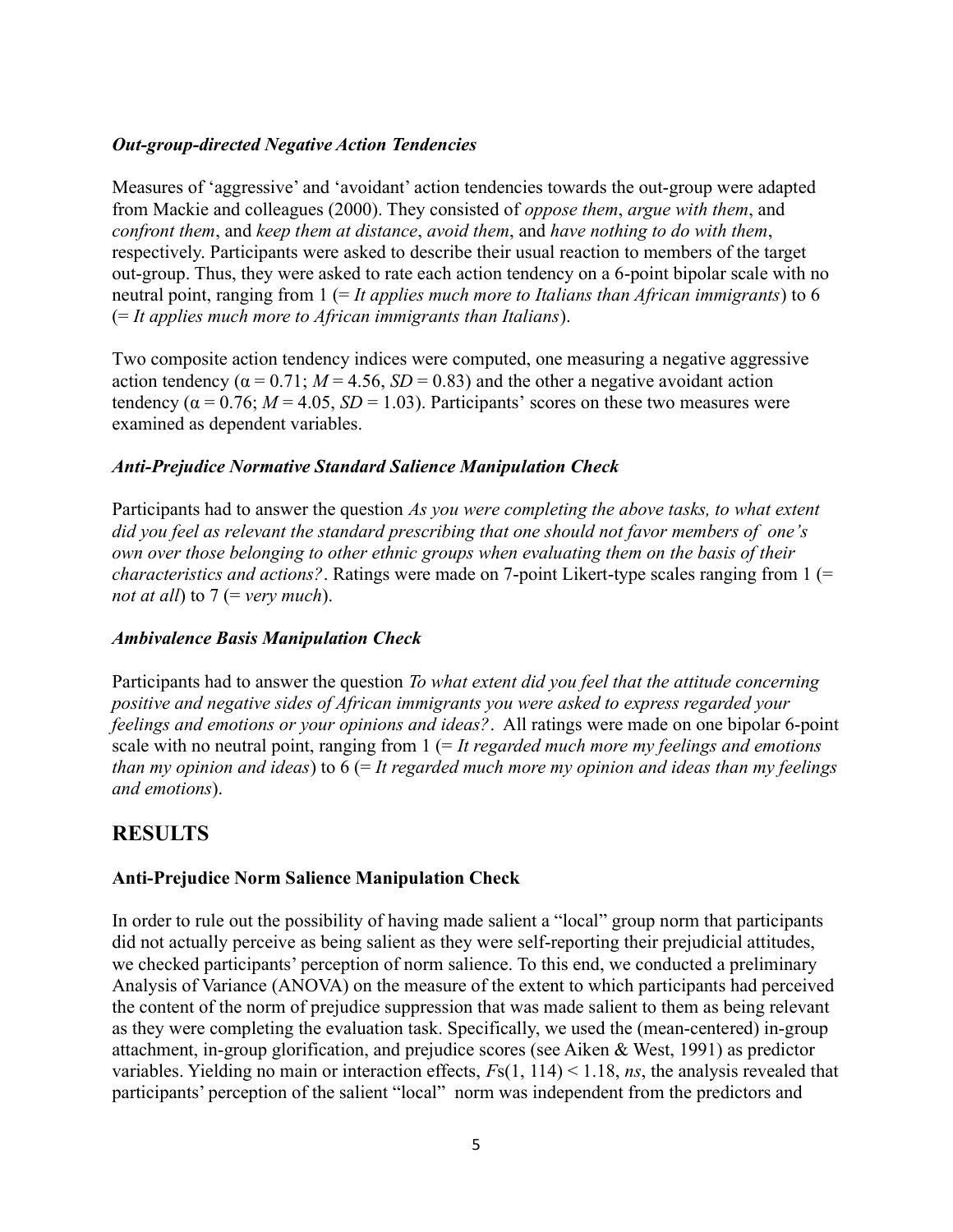### *Out-group-directed Negative Action Tendencies*

Measures of 'aggressive' and 'avoidant' action tendencies towards the out-group were adapted from Mackie and colleagues (2000). They consisted of *oppose them*, *argue with them*, and *confront them*, and *keep them at distance*, *avoid them*, and *have nothing to do with them*, respectively. Participants were asked to describe their usual reaction to members of the target out-group. Thus, they were asked to rate each action tendency on a 6-point bipolar scale with no neutral point, ranging from 1 (= *It applies much more to Italians than African immigrants*) to 6 (= *It applies much more to African immigrants than Italians*).

Two composite action tendency indices were computed, one measuring a negative aggressive action tendency ($\alpha = 0.71$; $M = 4.56$, $SD = 0.83$) and the other a negative avoidant action tendency ($\alpha = 0.76$; $M = 4.05$, $SD = 1.03$). Participants' scores on these two measures were examined as dependent variables.

### *Anti-Prejudice Normative Standard Salience Manipulation Check*

Participants had to answer the question *As you were completing the above tasks, to what extent did you feel as relevant the standard prescribing that one should not favor members of one's own over those belonging to other ethnic groups when evaluating them on the basis of their characteristics and actions?*. Ratings were made on 7-point Likert-type scales ranging from 1 (= *not at all*) to 7 (= *very much*).

### *Ambivalence Basis Manipulation Check*

Participants had to answer the question *To what extent did you feel that the attitude concerning positive and negative sides of African immigrants you were asked to express regarded your feelings and emotions or your opinions and ideas?*. All ratings were made on one bipolar 6-point scale with no neutral point, ranging from 1 (= *It regarded much more my feelings and emotions than my opinion and ideas*) to 6 (= *It regarded much more my opinion and ideas than my feelings and emotions*).

## RESULTS

### Anti-Prejudice Norm Salience Manipulation Check

In order to rule out the possibility of having made salient a "local" group norm that participants did not actually perceive as being salient as they were self-reporting their prejudicial attitudes, we checked participants' perception of norm salience. To this end, we conducted a preliminary Analysis of Variance (ANOVA) on the measure of the extent to which participants had perceived the content of the norm of prejudice suppression that was made salient to them as being relevant as they were completing the evaluation task. Specifically, we used the (mean-centered) in-group attachment, in-group glorification, and prejudice scores (see Aiken & West, 1991) as predictor variables. Yielding no main or interaction effects, $F$s$(1, 114) < 1.18$, *ns*, the analysis revealed that participants' perception of the salient "local" norm was independent from the predictors and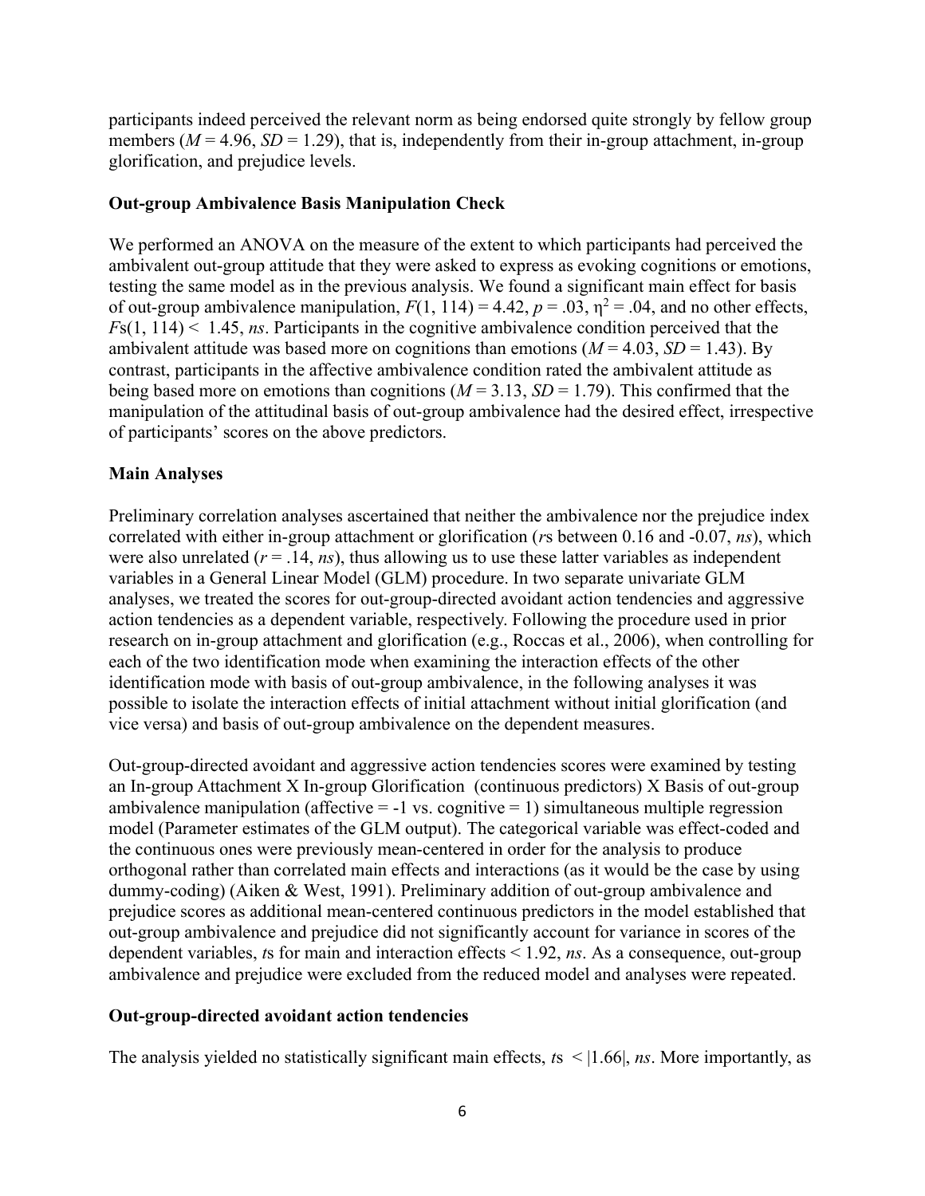participants indeed perceived the relevant norm as being endorsed quite strongly by fellow group members ($M = 4.96$, $SD = 1.29$), that is, independently from their in-group attachment, in-group glorification, and prejudice levels.

### Out-group Ambivalence Basis Manipulation Check

We performed an ANOVA on the measure of the extent to which participants had perceived the ambivalent out-group attitude that they were asked to express as evoking cognitions or emotions, testing the same model as in the previous analysis. We found a significant main effect for basis of out-group ambivalence manipulation, $F(1, 114) = 4.42$, $p = .03$, $\eta^2 = .04$, and no other effects, $F$s$(1, 114) < 1.45$, *ns*. Participants in the cognitive ambivalence condition perceived that the ambivalent attitude was based more on cognitions than emotions ($M = 4.03$, $SD = 1.43$). By contrast, participants in the affective ambivalence condition rated the ambivalent attitude as being based more on emotions than cognitions ($M = 3.13$, $SD = 1.79$). This confirmed that the manipulation of the attitudinal basis of out-group ambivalence had the desired effect, irrespective of participants' scores on the above predictors.

### Main Analyses

Preliminary correlation analyses ascertained that neither the ambivalence nor the prejudice index correlated with either in-group attachment or glorification ($r$s between 0.16 and -0.07, *ns*), which were also unrelated ($r = .14$, *ns*), thus allowing us to use these latter variables as independent variables in a General Linear Model (GLM) procedure. In two separate univariate GLM analyses, we treated the scores for out-group-directed avoidant action tendencies and aggressive action tendencies as a dependent variable, respectively. Following the procedure used in prior research on in-group attachment and glorification (e.g., Roccas et al., 2006), when controlling for each of the two identification mode when examining the interaction effects of the other identification mode with basis of out-group ambivalence, in the following analyses it was possible to isolate the interaction effects of initial attachment without initial glorification (and vice versa) and basis of out-group ambivalence on the dependent measures.

Out-group-directed avoidant and aggressive action tendencies scores were examined by testing an In-group Attachment X In-group Glorification (continuous predictors) X Basis of out-group ambivalence manipulation (affective = -1 vs. cognitive = 1) simultaneous multiple regression model (Parameter estimates of the GLM output). The categorical variable was effect-coded and the continuous ones were previously mean-centered in order for the analysis to produce orthogonal rather than correlated main effects and interactions (as it would be the case by using dummy-coding) (Aiken & West, 1991). Preliminary addition of out-group ambivalence and prejudice scores as additional mean-centered continuous predictors in the model established that out-group ambivalence and prejudice did not significantly account for variance in scores of the dependent variables, $t$s for main and interaction effects $< 1.92$, *ns*. As a consequence, out-group ambivalence and prejudice were excluded from the reduced model and analyses were repeated.

### Out-group-directed avoidant action tendencies

The analysis yielded no statistically significant main effects, $t$s $< |1.66|$, *ns*. More importantly, as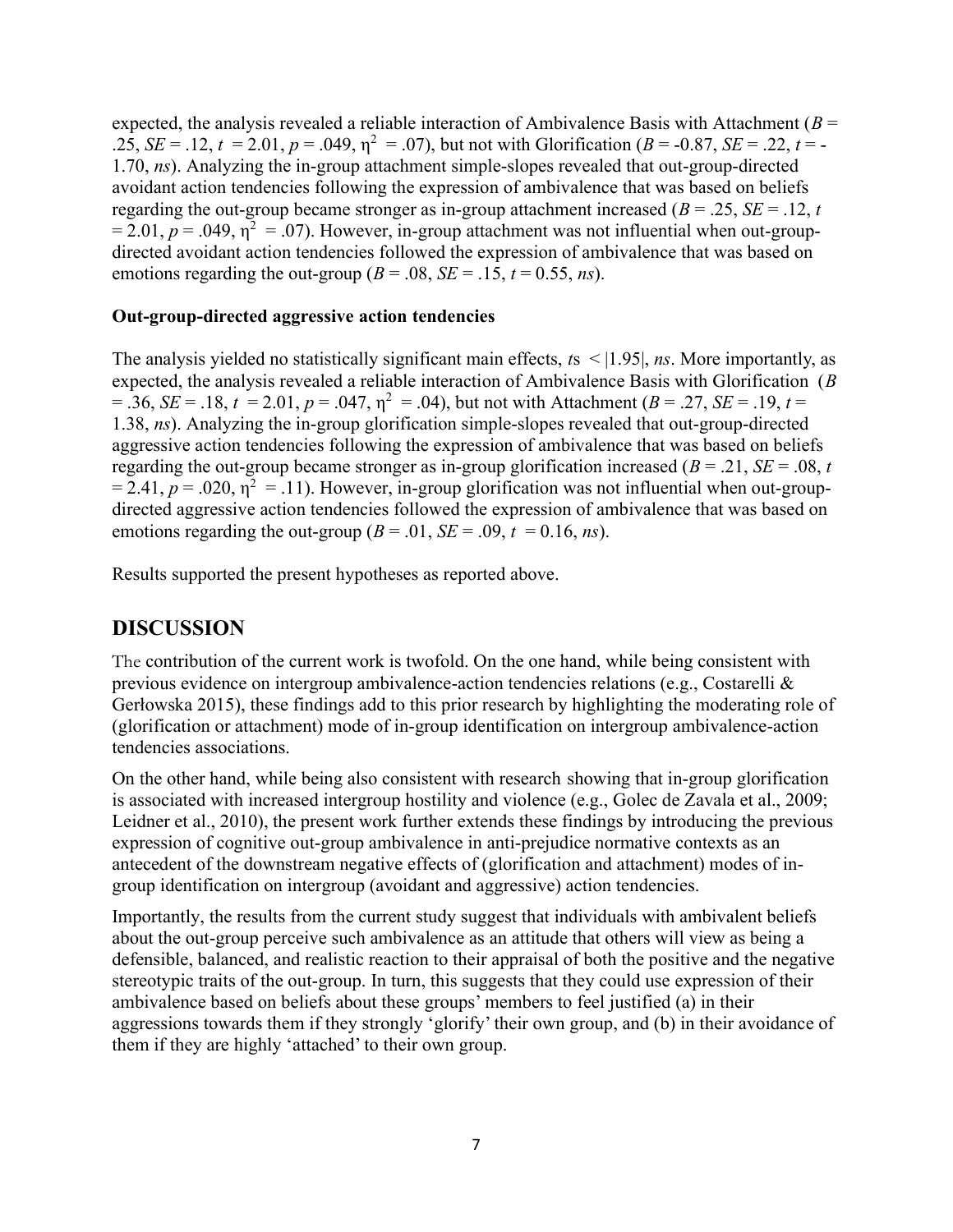expected, the analysis revealed a reliable interaction of Ambivalence Basis with Attachment ($B$ = .25, $SE$ = .12, $t$ = 2.01, $p$ = .049, $\eta^2$ = .07), but not with Glorification ($B$ = -0.87, $SE$ = .22, $t$ = -1.70, *ns*). Analyzing the in-group attachment simple-slopes revealed that out-group-directed avoidant action tendencies following the expression of ambivalence that was based on beliefs regarding the out-group became stronger as in-group attachment increased ($B$ = .25, $SE$ = .12, $t$ = 2.01, $p$ = .049, $\eta^2$ = .07). However, in-group attachment was not influential when out-group-directed avoidant action tendencies followed the expression of ambivalence that was based on emotions regarding the out-group ($B$ = .08, $SE$ = .15, $t$ = 0.55, *ns*).

**Out-group-directed aggressive action tendencies**

The analysis yielded no statistically significant main effects, $t$s < |1.95|, *ns*. More importantly, as expected, the analysis revealed a reliable interaction of Ambivalence Basis with Glorification ($B$ = .36, $SE$ = .18, $t$ = 2.01, $p$ = .047, $\eta^2$ = .04), but not with Attachment ($B$ = .27, $SE$ = .19, $t$ = 1.38, *ns*). Analyzing the in-group glorification simple-slopes revealed that out-group-directed aggressive action tendencies following the expression of ambivalence that was based on beliefs regarding the out-group became stronger as in-group glorification increased ($B$ = .21, $SE$ = .08, $t$ = 2.41, $p$ = .020, $\eta^2$ = .11). However, in-group glorification was not influential when out-group-directed aggressive action tendencies followed the expression of ambivalence that was based on emotions regarding the out-group ($B$ = .01, $SE$ = .09, $t$ = 0.16, *ns*).

Results supported the present hypotheses as reported above.

## DISCUSSION

The contribution of the current work is twofold. On the one hand, while being consistent with previous evidence on intergroup ambivalence-action tendencies relations (e.g., Costarelli & Gerłowska 2015), these findings add to this prior research by highlighting the moderating role of (glorification or attachment) mode of in-group identification on intergroup ambivalence-action tendencies associations.

On the other hand, while being also consistent with research showing that in-group glorification is associated with increased intergroup hostility and violence (e.g., Golec de Zavala et al., 2009; Leidner et al., 2010), the present work further extends these findings by introducing the previous expression of cognitive out-group ambivalence in anti-prejudice normative contexts as an antecedent of the downstream negative effects of (glorification and attachment) modes of in-group identification on intergroup (avoidant and aggressive) action tendencies.

Importantly, the results from the current study suggest that individuals with ambivalent beliefs about the out-group perceive such ambivalence as an attitude that others will view as being a defensible, balanced, and realistic reaction to their appraisal of both the positive and the negative stereotypic traits of the out-group. In turn, this suggests that they could use expression of their ambivalence based on beliefs about these groups' members to feel justified (a) in their aggressions towards them if they strongly 'glorify' their own group, and (b) in their avoidance of them if they are highly 'attached' to their own group.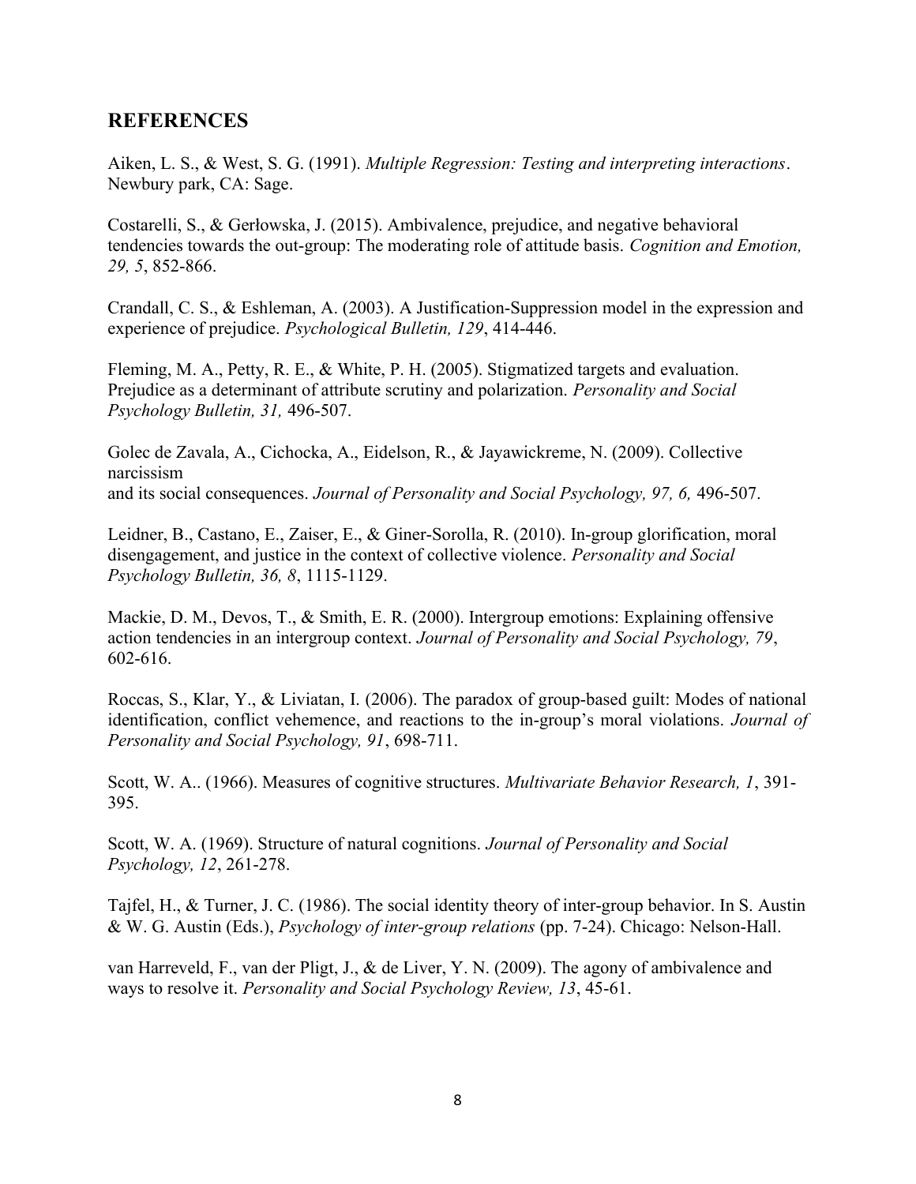## REFERENCES

Aiken, L. S., & West, S. G. (1991). *Multiple Regression: Testing and interpreting interactions*. Newbury park, CA: Sage.

Costarelli, S., & Gerłowska, J. (2015). Ambivalence, prejudice, and negative behavioral tendencies towards the out-group: The moderating role of attitude basis. *Cognition and Emotion, 29, 5*, 852-866.

Crandall, C. S., & Eshleman, A. (2003). A Justification-Suppression model in the expression and experience of prejudice. *Psychological Bulletin, 129*, 414-446.

Fleming, M. A., Petty, R. E., & White, P. H. (2005). Stigmatized targets and evaluation. Prejudice as a determinant of attribute scrutiny and polarization. *Personality and Social Psychology Bulletin, 31,* 496-507.

Golec de Zavala, A., Cichocka, A., Eidelson, R., & Jayawickreme, N. (2009). Collective narcissism
and its social consequences. *Journal of Personality and Social Psychology, 97, 6,* 496-507.

Leidner, B., Castano, E., Zaiser, E., & Giner-Sorolla, R. (2010). In-group glorification, moral disengagement, and justice in the context of collective violence. *Personality and Social Psychology Bulletin, 36, 8*, 1115-1129.

Mackie, D. M., Devos, T., & Smith, E. R. (2000). Intergroup emotions: Explaining offensive action tendencies in an intergroup context. *Journal of Personality and Social Psychology, 79*, 602-616.

Roccas, S., Klar, Y., & Liviatan, I. (2006). The paradox of group-based guilt: Modes of national identification, conflict vehemence, and reactions to the in-group's moral violations. *Journal of Personality and Social Psychology, 91*, 698-711.

Scott, W. A.. (1966). Measures of cognitive structures. *Multivariate Behavior Research, 1*, 391-395.

Scott, W. A. (1969). Structure of natural cognitions. *Journal of Personality and Social Psychology, 12*, 261-278.

Tajfel, H., & Turner, J. C. (1986). The social identity theory of inter-group behavior. In S. Austin & W. G. Austin (Eds.), *Psychology of inter-group relations* (pp. 7-24). Chicago: Nelson-Hall.

van Harreveld, F., van der Pligt, J., & de Liver, Y. N. (2009). The agony of ambivalence and ways to resolve it. *Personality and Social Psychology Review, 13*, 45-61.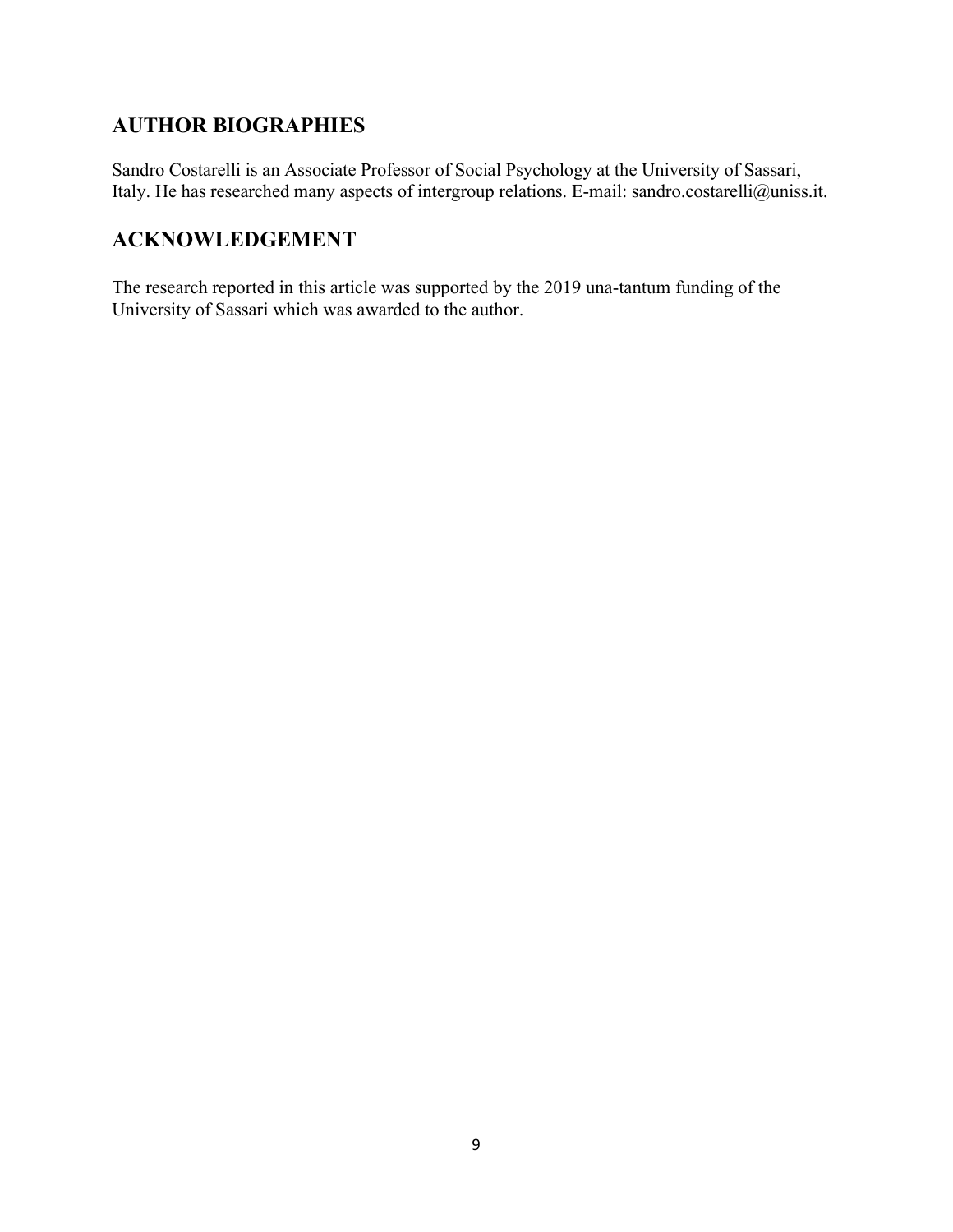## AUTHOR BIOGRAPHIES

Sandro Costarelli is an Associate Professor of Social Psychology at the University of Sassari, Italy. He has researched many aspects of intergroup relations. E-mail: sandro.costarelli@uniss.it.

## ACKNOWLEDGEMENT

The research reported in this article was supported by the 2019 una-tantum funding of the University of Sassari which was awarded to the author.